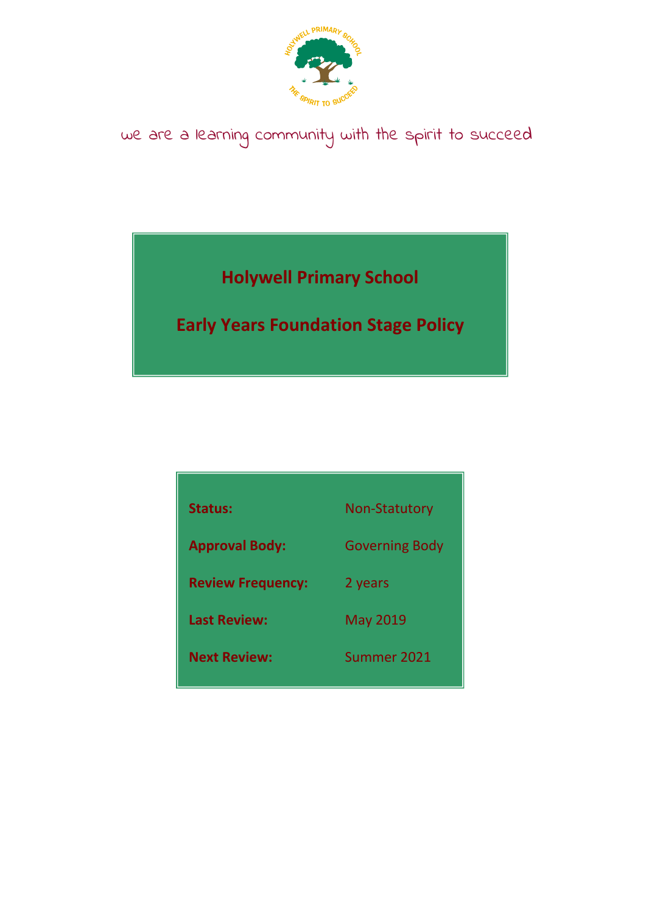we are a learning community with the spirit to succeed

# Holywell Primary School

# Early Years Foundation Stage Policy

| | |
|---|---|
| **Status:** | Non-Statutory |
| **Approval Body:** | Governing Body |
| **Review Frequency:** | 2 years |
| **Last Review:** | May 2019 |
| **Next Review:** | Summer 2021 |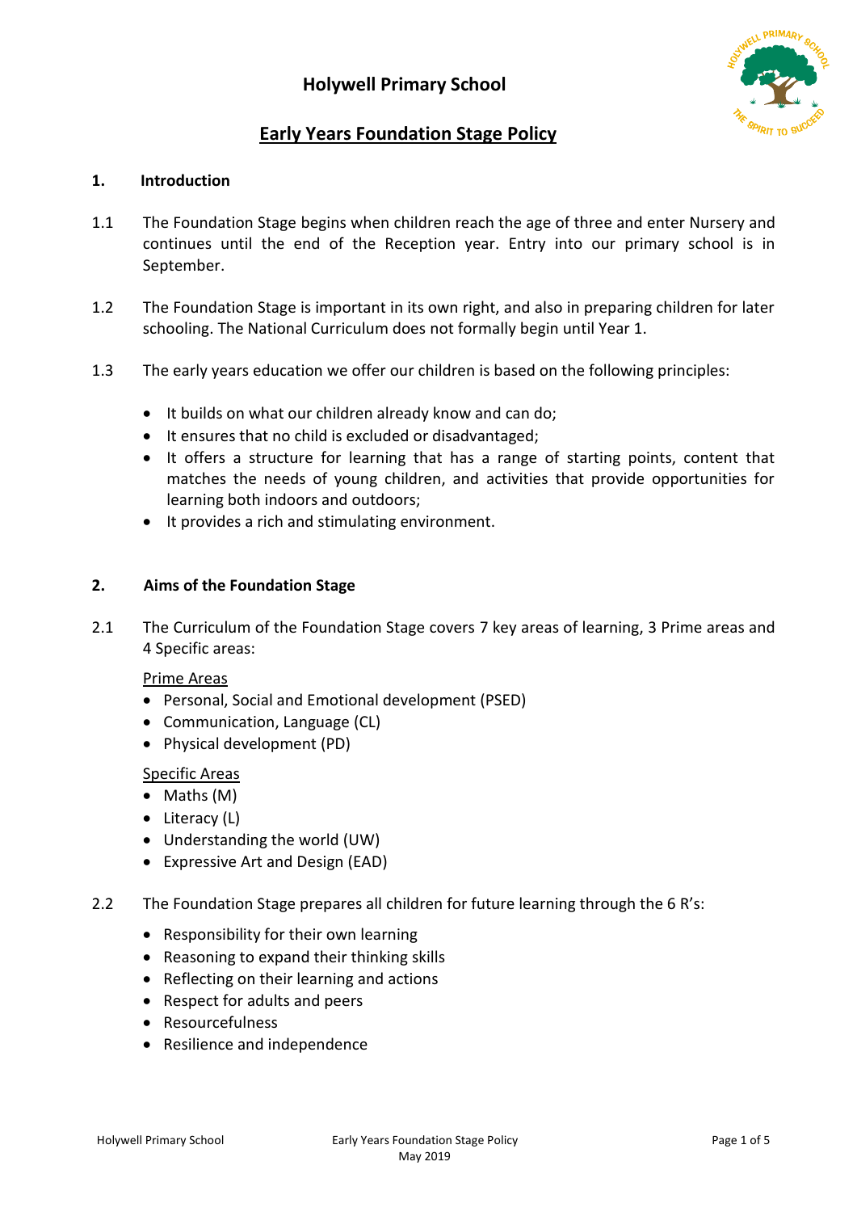# Holywell Primary School

## Early Years Foundation Stage Policy

### 1. Introduction

1.1 The Foundation Stage begins when children reach the age of three and enter Nursery and continues until the end of the Reception year. Entry into our primary school is in September.

1.2 The Foundation Stage is important in its own right, and also in preparing children for later schooling. The National Curriculum does not formally begin until Year 1.

1.3 The early years education we offer our children is based on the following principles:

- It builds on what our children already know and can do;
- It ensures that no child is excluded or disadvantaged;
- It offers a structure for learning that has a range of starting points, content that matches the needs of young children, and activities that provide opportunities for learning both indoors and outdoors;
- It provides a rich and stimulating environment.

### 2. Aims of the Foundation Stage

2.1 The Curriculum of the Foundation Stage covers 7 key areas of learning, 3 Prime areas and 4 Specific areas:

Prime Areas

- Personal, Social and Emotional development (PSED)
- Communication, Language (CL)
- Physical development (PD)

Specific Areas

- Maths (M)
- Literacy (L)
- Understanding the world (UW)
- Expressive Art and Design (EAD)

2.2 The Foundation Stage prepares all children for future learning through the 6 R's:

- Responsibility for their own learning
- Reasoning to expand their thinking skills
- Reflecting on their learning and actions
- Respect for adults and peers
- Resourcefulness
- Resilience and independence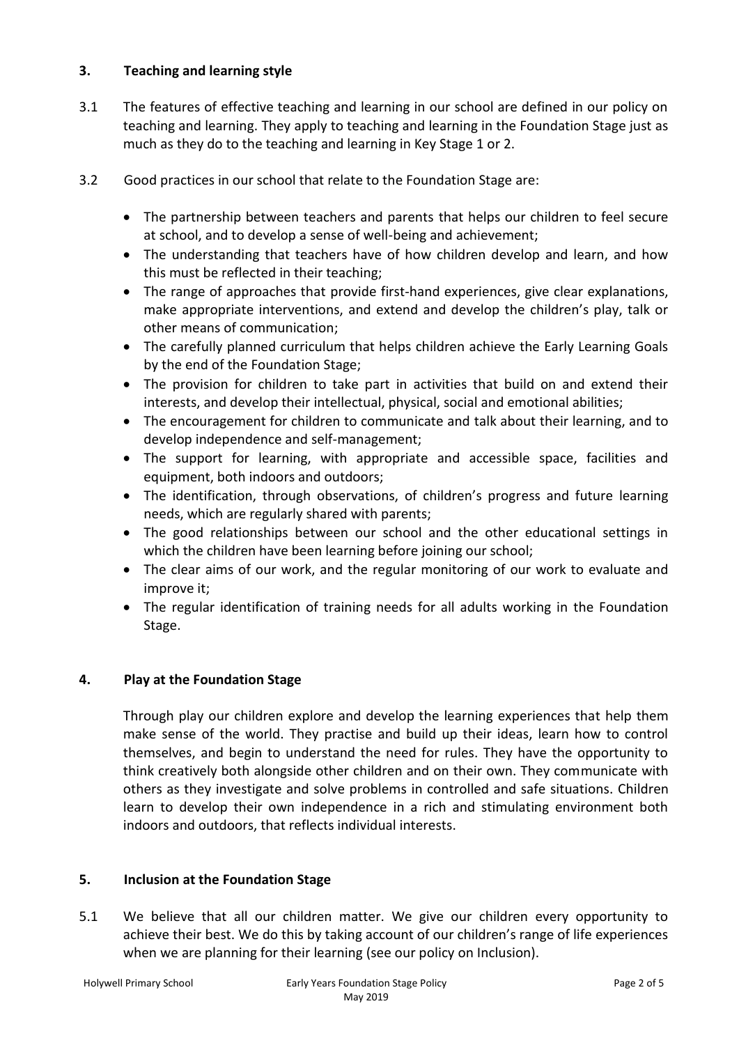## 3. Teaching and learning style

3.1 The features of effective teaching and learning in our school are defined in our policy on teaching and learning. They apply to teaching and learning in the Foundation Stage just as much as they do to the teaching and learning in Key Stage 1 or 2.

3.2 Good practices in our school that relate to the Foundation Stage are:

- The partnership between teachers and parents that helps our children to feel secure at school, and to develop a sense of well-being and achievement;
- The understanding that teachers have of how children develop and learn, and how this must be reflected in their teaching;
- The range of approaches that provide first-hand experiences, give clear explanations, make appropriate interventions, and extend and develop the children's play, talk or other means of communication;
- The carefully planned curriculum that helps children achieve the Early Learning Goals by the end of the Foundation Stage;
- The provision for children to take part in activities that build on and extend their interests, and develop their intellectual, physical, social and emotional abilities;
- The encouragement for children to communicate and talk about their learning, and to develop independence and self-management;
- The support for learning, with appropriate and accessible space, facilities and equipment, both indoors and outdoors;
- The identification, through observations, of children's progress and future learning needs, which are regularly shared with parents;
- The good relationships between our school and the other educational settings in which the children have been learning before joining our school;
- The clear aims of our work, and the regular monitoring of our work to evaluate and improve it;
- The regular identification of training needs for all adults working in the Foundation Stage.

## 4. Play at the Foundation Stage

Through play our children explore and develop the learning experiences that help them make sense of the world. They practise and build up their ideas, learn how to control themselves, and begin to understand the need for rules. They have the opportunity to think creatively both alongside other children and on their own. They communicate with others as they investigate and solve problems in controlled and safe situations. Children learn to develop their own independence in a rich and stimulating environment both indoors and outdoors, that reflects individual interests.

## 5. Inclusion at the Foundation Stage

5.1 We believe that all our children matter. We give our children every opportunity to achieve their best. We do this by taking account of our children's range of life experiences when we are planning for their learning (see our policy on Inclusion).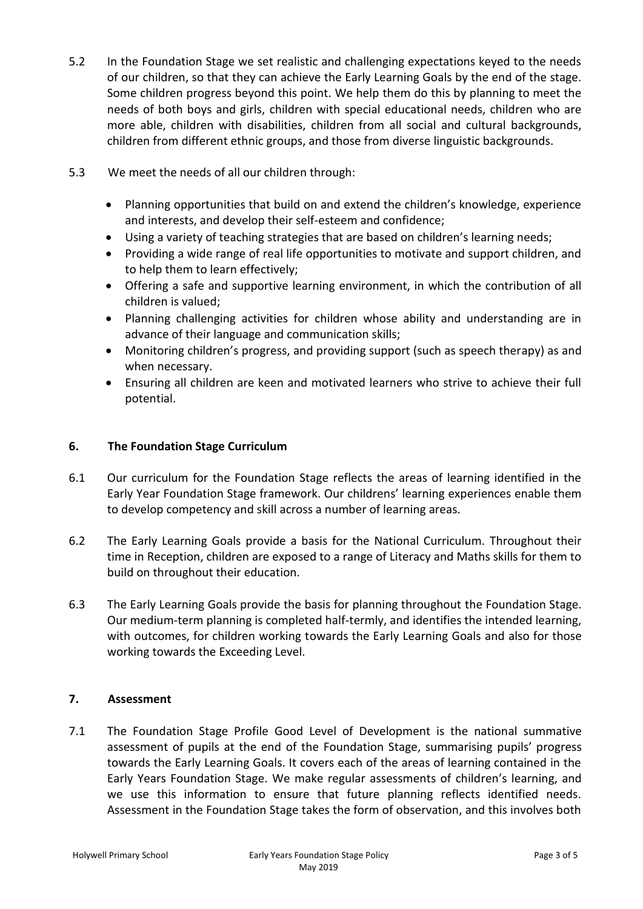5.2 In the Foundation Stage we set realistic and challenging expectations keyed to the needs of our children, so that they can achieve the Early Learning Goals by the end of the stage. Some children progress beyond this point. We help them do this by planning to meet the needs of both boys and girls, children with special educational needs, children who are more able, children with disabilities, children from all social and cultural backgrounds, children from different ethnic groups, and those from diverse linguistic backgrounds.

5.3 We meet the needs of all our children through:

- Planning opportunities that build on and extend the children's knowledge, experience and interests, and develop their self-esteem and confidence;
- Using a variety of teaching strategies that are based on children's learning needs;
- Providing a wide range of real life opportunities to motivate and support children, and to help them to learn effectively;
- Offering a safe and supportive learning environment, in which the contribution of all children is valued;
- Planning challenging activities for children whose ability and understanding are in advance of their language and communication skills;
- Monitoring children's progress, and providing support (such as speech therapy) as and when necessary.
- Ensuring all children are keen and motivated learners who strive to achieve their full potential.

## 6. The Foundation Stage Curriculum

6.1 Our curriculum for the Foundation Stage reflects the areas of learning identified in the Early Year Foundation Stage framework. Our childrens' learning experiences enable them to develop competency and skill across a number of learning areas.

6.2 The Early Learning Goals provide a basis for the National Curriculum. Throughout their time in Reception, children are exposed to a range of Literacy and Maths skills for them to build on throughout their education.

6.3 The Early Learning Goals provide the basis for planning throughout the Foundation Stage. Our medium-term planning is completed half-termly, and identifies the intended learning, with outcomes, for children working towards the Early Learning Goals and also for those working towards the Exceeding Level.

## 7. Assessment

7.1 The Foundation Stage Profile Good Level of Development is the national summative assessment of pupils at the end of the Foundation Stage, summarising pupils' progress towards the Early Learning Goals. It covers each of the areas of learning contained in the Early Years Foundation Stage. We make regular assessments of children's learning, and we use this information to ensure that future planning reflects identified needs. Assessment in the Foundation Stage takes the form of observation, and this involves both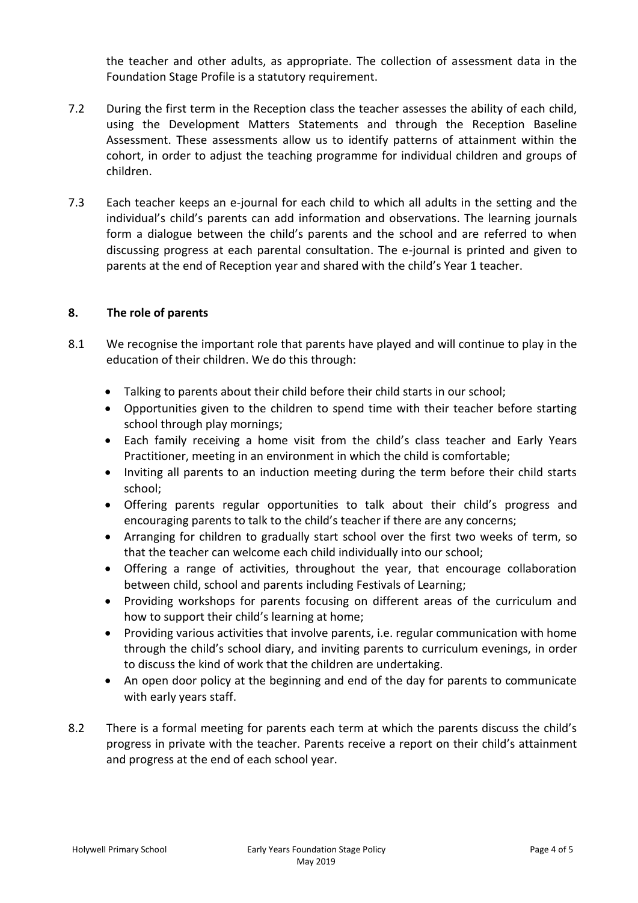the teacher and other adults, as appropriate. The collection of assessment data in the Foundation Stage Profile is a statutory requirement.

7.2 During the first term in the Reception class the teacher assesses the ability of each child, using the Development Matters Statements and through the Reception Baseline Assessment. These assessments allow us to identify patterns of attainment within the cohort, in order to adjust the teaching programme for individual children and groups of children.

7.3 Each teacher keeps an e-journal for each child to which all adults in the setting and the individual's child's parents can add information and observations. The learning journals form a dialogue between the child's parents and the school and are referred to when discussing progress at each parental consultation. The e-journal is printed and given to parents at the end of Reception year and shared with the child's Year 1 teacher.

## 8. The role of parents

8.1 We recognise the important role that parents have played and will continue to play in the education of their children. We do this through:

- Talking to parents about their child before their child starts in our school;
- Opportunities given to the children to spend time with their teacher before starting school through play mornings;
- Each family receiving a home visit from the child's class teacher and Early Years Practitioner, meeting in an environment in which the child is comfortable;
- Inviting all parents to an induction meeting during the term before their child starts school;
- Offering parents regular opportunities to talk about their child's progress and encouraging parents to talk to the child's teacher if there are any concerns;
- Arranging for children to gradually start school over the first two weeks of term, so that the teacher can welcome each child individually into our school;
- Offering a range of activities, throughout the year, that encourage collaboration between child, school and parents including Festivals of Learning;
- Providing workshops for parents focusing on different areas of the curriculum and how to support their child's learning at home;
- Providing various activities that involve parents, i.e. regular communication with home through the child's school diary, and inviting parents to curriculum evenings, in order to discuss the kind of work that the children are undertaking.
- An open door policy at the beginning and end of the day for parents to communicate with early years staff.

8.2 There is a formal meeting for parents each term at which the parents discuss the child's progress in private with the teacher. Parents receive a report on their child's attainment and progress at the end of each school year.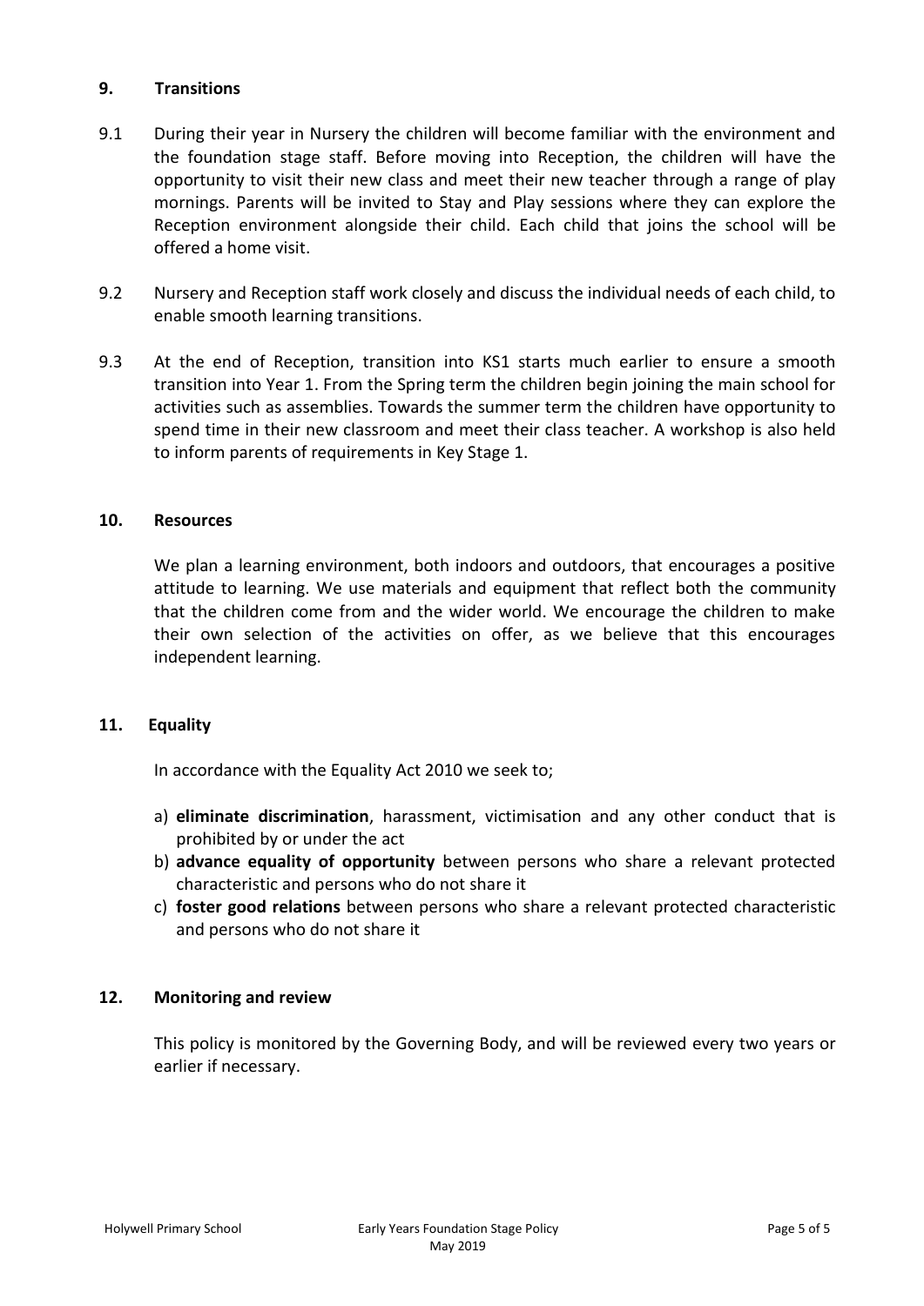## 9. Transitions

9.1 During their year in Nursery the children will become familiar with the environment and the foundation stage staff. Before moving into Reception, the children will have the opportunity to visit their new class and meet their new teacher through a range of play mornings. Parents will be invited to Stay and Play sessions where they can explore the Reception environment alongside their child. Each child that joins the school will be offered a home visit.

9.2 Nursery and Reception staff work closely and discuss the individual needs of each child, to enable smooth learning transitions.

9.3 At the end of Reception, transition into KS1 starts much earlier to ensure a smooth transition into Year 1. From the Spring term the children begin joining the main school for activities such as assemblies. Towards the summer term the children have opportunity to spend time in their new classroom and meet their class teacher. A workshop is also held to inform parents of requirements in Key Stage 1.

## 10. Resources

We plan a learning environment, both indoors and outdoors, that encourages a positive attitude to learning. We use materials and equipment that reflect both the community that the children come from and the wider world. We encourage the children to make their own selection of the activities on offer, as we believe that this encourages independent learning.

## 11. Equality

In accordance with the Equality Act 2010 we seek to;

a) **eliminate discrimination**, harassment, victimisation and any other conduct that is prohibited by or under the act
b) **advance equality of opportunity** between persons who share a relevant protected characteristic and persons who do not share it
c) **foster good relations** between persons who share a relevant protected characteristic and persons who do not share it

## 12. Monitoring and review

This policy is monitored by the Governing Body, and will be reviewed every two years or earlier if necessary.